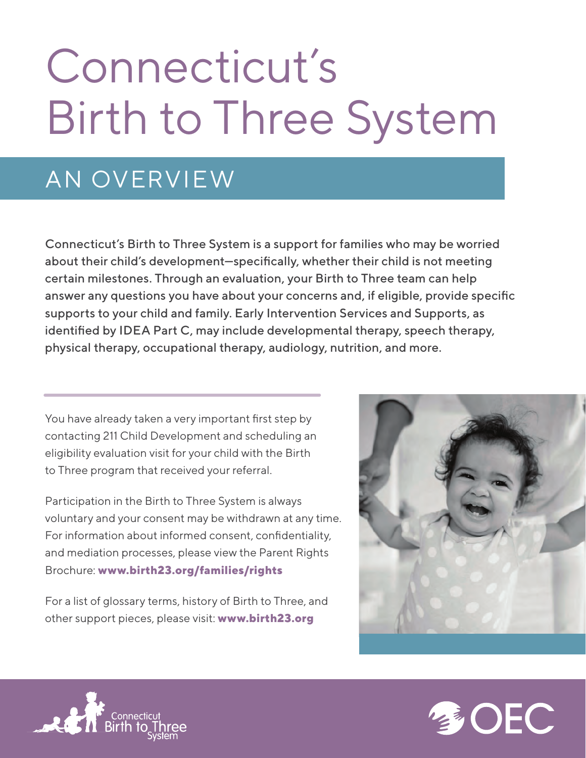# Connecticut's Birth to Three System

## AN OVERVIEW

Connecticut's Birth to Three System is a support for families who may be worried about their child's development—specifically, whether their child is not meeting certain milestones. Through an evaluation, your Birth to Three team can help answer any questions you have about your concerns and, if eligible, provide specific supports to your child and family. Early Intervention Services and Supports, as identified by IDEA Part C, may include developmental therapy, speech therapy, physical therapy, occupational therapy, audiology, nutrition, and more.

You have already taken a very important first step by contacting 211 Child Development and scheduling an eligibility evaluation visit for your child with the Birth to Three program that received your referral.

Participation in the Birth to Three System is always voluntary and your consent may be withdrawn at any time. For information about informed consent, confidentiality, and mediation processes, please view the Parent Rights Brochure: **www.birth23.org/families/rights**

For a list of glossary terms, history of Birth to Three, and other support pieces, please visit: **www.birth23.org**

Connecticut Birth to Three System

OEC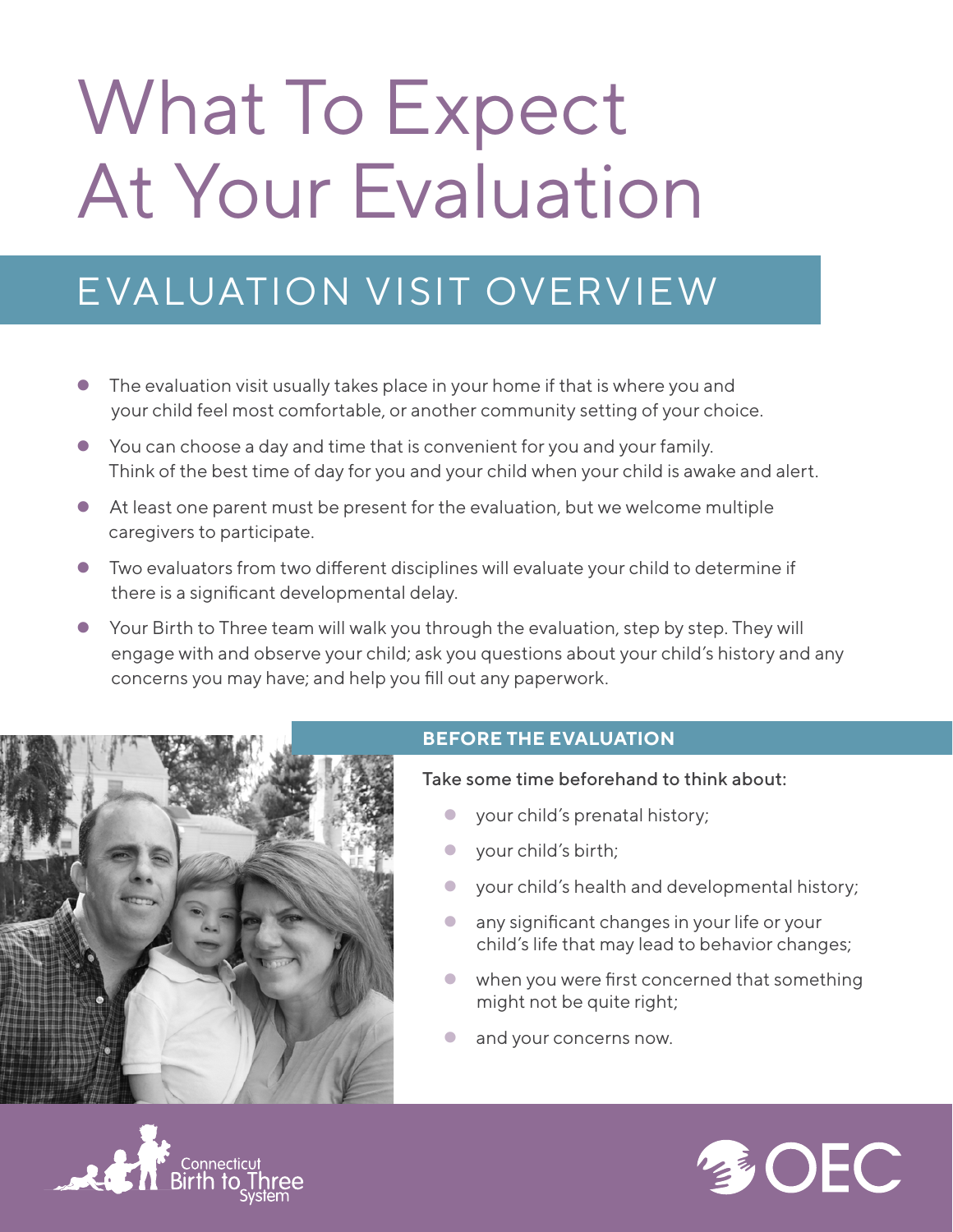# What To Expect At Your Evaluation

## EVALUATION VISIT OVERVIEW

- The evaluation visit usually takes place in your home if that is where you and your child feel most comfortable, or another community setting of your choice.
- You can choose a day and time that is convenient for you and your family. Think of the best time of day for you and your child when your child is awake and alert.
- At least one parent must be present for the evaluation, but we welcome multiple caregivers to participate.
- Two evaluators from two different disciplines will evaluate your child to determine if there is a significant developmental delay.
- Your Birth to Three team will walk you through the evaluation, step by step. They will engage with and observe your child; ask you questions about your child's history and any concerns you may have; and help you fill out any paperwork.

### BEFORE THE EVALUATION

Take some time beforehand to think about:

- your child's prenatal history;
- your child's birth;
- your child's health and developmental history;
- any significant changes in your life or your child's life that may lead to behavior changes;
- when you were first concerned that something might not be quite right;
- and your concerns now.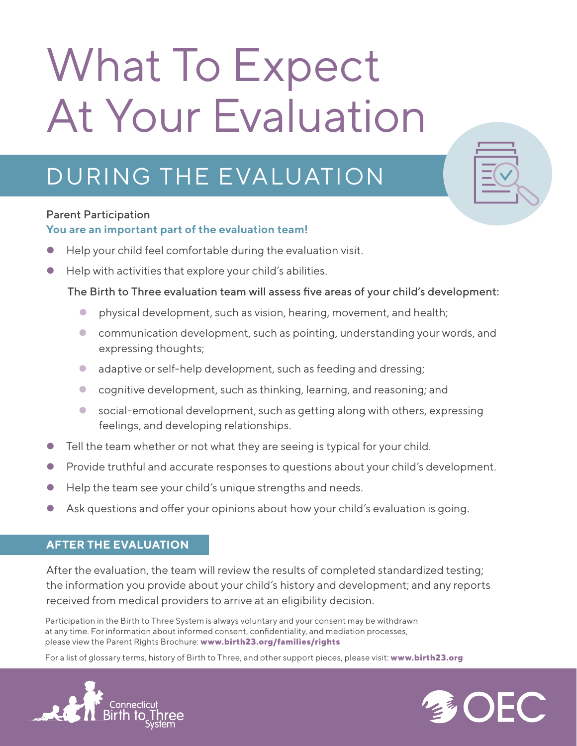# What To Expect At Your Evaluation

## DURING THE EVALUATION

Parent Participation

**You are an important part of the evaluation team!**

- Help your child feel comfortable during the evaluation visit.
- Help with activities that explore your child's abilities.

  The Birth to Three evaluation team will assess five areas of your child's development:

  - physical development, such as vision, hearing, movement, and health;
  - communication development, such as pointing, understanding your words, and expressing thoughts;
  - adaptive or self-help development, such as feeding and dressing;
  - cognitive development, such as thinking, learning, and reasoning; and
  - social-emotional development, such as getting along with others, expressing feelings, and developing relationships.
- Tell the team whether or not what they are seeing is typical for your child.
- Provide truthful and accurate responses to questions about your child's development.
- Help the team see your child's unique strengths and needs.
- Ask questions and offer your opinions about how your child's evaluation is going.

## AFTER THE EVALUATION

After the evaluation, the team will review the results of completed standardized testing; the information you provide about your child's history and development; and any reports received from medical providers to arrive at an eligibility decision.

Participation in the Birth to Three System is always voluntary and your consent may be withdrawn at any time. For information about informed consent, confidentiality, and mediation processes, please view the Parent Rights Brochure: **www.birth23.org/families/rights**

For a list of glossary terms, history of Birth to Three, and other support pieces, please visit: **www.birth23.org**

Connecticut Birth to Three System

OEC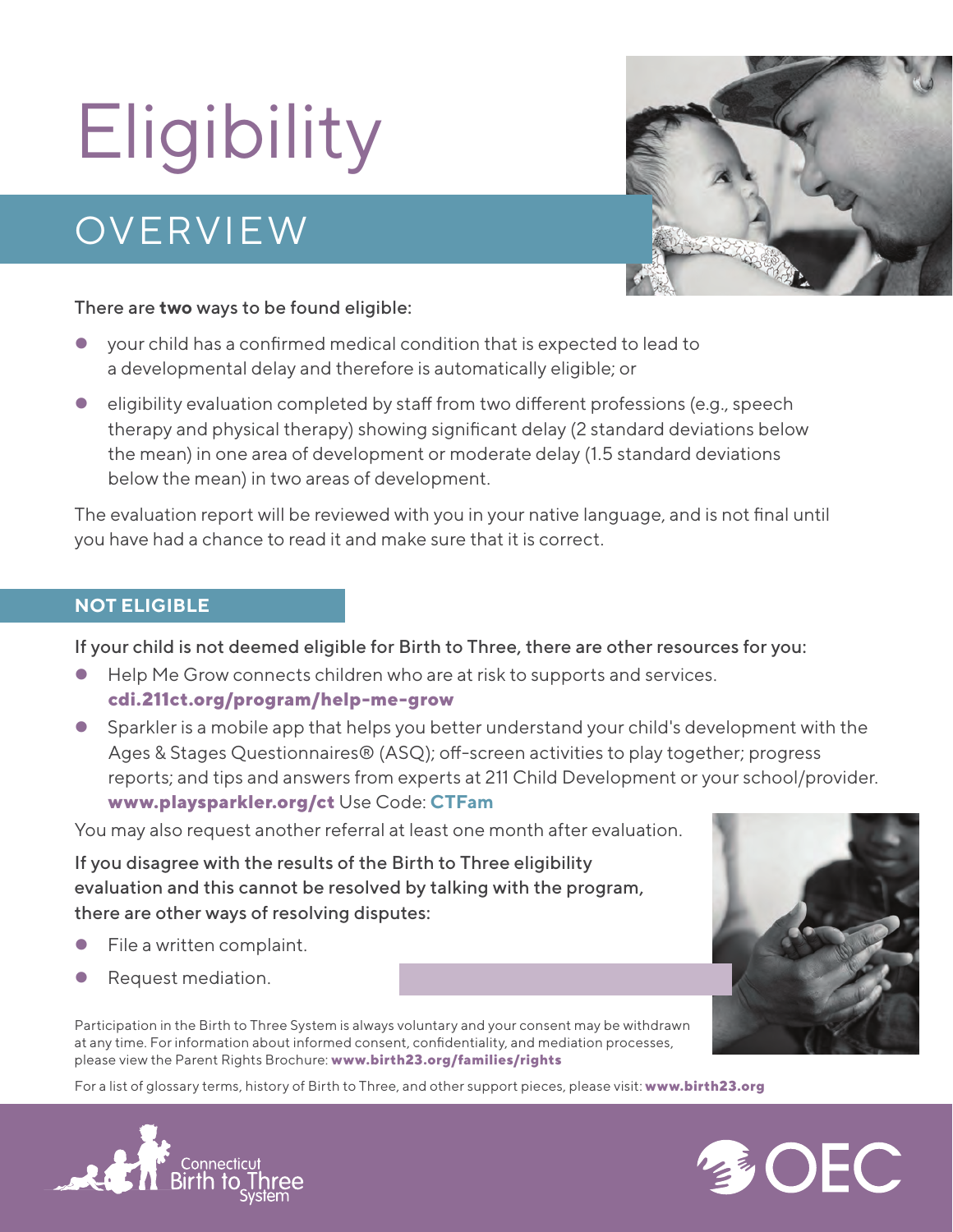# Eligibility

## OVERVIEW

There are **two** ways to be found eligible:

- your child has a confirmed medical condition that is expected to lead to a developmental delay and therefore is automatically eligible; or
- eligibility evaluation completed by staff from two different professions (e.g., speech therapy and physical therapy) showing significant delay (2 standard deviations below the mean) in one area of development or moderate delay (1.5 standard deviations below the mean) in two areas of development.

The evaluation report will be reviewed with you in your native language, and is not final until you have had a chance to read it and make sure that it is correct.

### NOT ELIGIBLE

If your child is not deemed eligible for Birth to Three, there are other resources for you:

- Help Me Grow connects children who are at risk to supports and services. **cdi.211ct.org/program/help-me-grow**
- Sparkler is a mobile app that helps you better understand your child's development with the Ages & Stages Questionnaires® (ASQ); off-screen activities to play together; progress reports; and tips and answers from experts at 211 Child Development or your school/provider. **www.playsparkler.org/ct** Use Code: **CTFam**

You may also request another referral at least one month after evaluation.

If you disagree with the results of the Birth to Three eligibility evaluation and this cannot be resolved by talking with the program, there are other ways of resolving disputes:

- File a written complaint.
- Request mediation.

Participation in the Birth to Three System is always voluntary and your consent may be withdrawn at any time. For information about informed consent, confidentiality, and mediation processes, please view the Parent Rights Brochure: **www.birth23.org/families/rights**

For a list of glossary terms, history of Birth to Three, and other support pieces, please visit: **www.birth23.org**

Connecticut Birth to Three System

OEC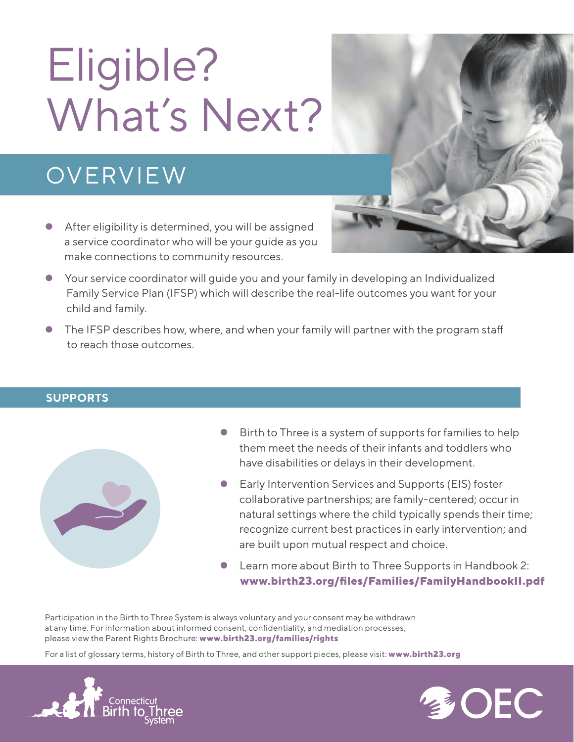# Eligible? What's Next?

## OVERVIEW

- After eligibility is determined, you will be assigned a service coordinator who will be your guide as you make connections to community resources.
- Your service coordinator will guide you and your family in developing an Individualized Family Service Plan (IFSP) which will describe the real-life outcomes you want for your child and family.
- The IFSP describes how, where, and when your family will partner with the program staff to reach those outcomes.

### SUPPORTS

- Birth to Three is a system of supports for families to help them meet the needs of their infants and toddlers who have disabilities or delays in their development.
- Early Intervention Services and Supports (EIS) foster collaborative partnerships; are family-centered; occur in natural settings where the child typically spends their time; recognize current best practices in early intervention; and are built upon mutual respect and choice.
- Learn more about Birth to Three Supports in Handbook 2: **www.birth23.org/files/Families/FamilyHandbookII.pdf**

Participation in the Birth to Three System is always voluntary and your consent may be withdrawn at any time. For information about informed consent, confidentiality, and mediation processes, please view the Parent Rights Brochure: **www.birth23.org/families/rights**

For a list of glossary terms, history of Birth to Three, and other support pieces, please visit: **www.birth23.org**

Connecticut Birth to Three System

OEC